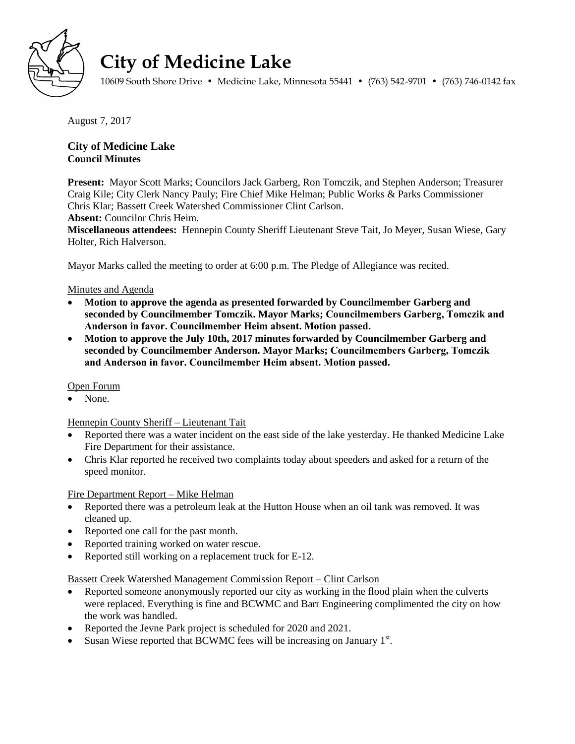# City of Medicine Lake

10609 South Shore Drive • Medicine Lake, Minnesota 55441 • (763) 542-9701 • (763) 746-0142 fax

August 7, 2017

## City of Medicine Lake
**Council Minutes**

**Present:** Mayor Scott Marks; Councilors Jack Garberg, Ron Tomczik, and Stephen Anderson; Treasurer Craig Kile; City Clerk Nancy Pauly; Fire Chief Mike Helman; Public Works & Parks Commissioner Chris Klar; Bassett Creek Watershed Commissioner Clint Carlson.
**Absent:** Councilor Chris Heim.
**Miscellaneous attendees:** Hennepin County Sheriff Lieutenant Steve Tait, Jo Meyer, Susan Wiese, Gary Holter, Rich Halverson.

Mayor Marks called the meeting to order at 6:00 p.m. The Pledge of Allegiance was recited.

Minutes and Agenda

- **Motion to approve the agenda as presented forwarded by Councilmember Garberg and seconded by Councilmember Tomczik. Mayor Marks; Councilmembers Garberg, Tomczik and Anderson in favor. Councilmember Heim absent. Motion passed.**
- **Motion to approve the July 10th, 2017 minutes forwarded by Councilmember Garberg and seconded by Councilmember Anderson. Mayor Marks; Councilmembers Garberg, Tomczik and Anderson in favor. Councilmember Heim absent. Motion passed.**

Open Forum

- None.

Hennepin County Sheriff – Lieutenant Tait

- Reported there was a water incident on the east side of the lake yesterday. He thanked Medicine Lake Fire Department for their assistance.
- Chris Klar reported he received two complaints today about speeders and asked for a return of the speed monitor.

Fire Department Report – Mike Helman

- Reported there was a petroleum leak at the Hutton House when an oil tank was removed. It was cleaned up.
- Reported one call for the past month.
- Reported training worked on water rescue.
- Reported still working on a replacement truck for E-12.

Bassett Creek Watershed Management Commission Report – Clint Carlson

- Reported someone anonymously reported our city as working in the flood plain when the culverts were replaced. Everything is fine and BCWMC and Barr Engineering complimented the city on how the work was handled.
- Reported the Jevne Park project is scheduled for 2020 and 2021.
- Susan Wiese reported that BCWMC fees will be increasing on January 1st.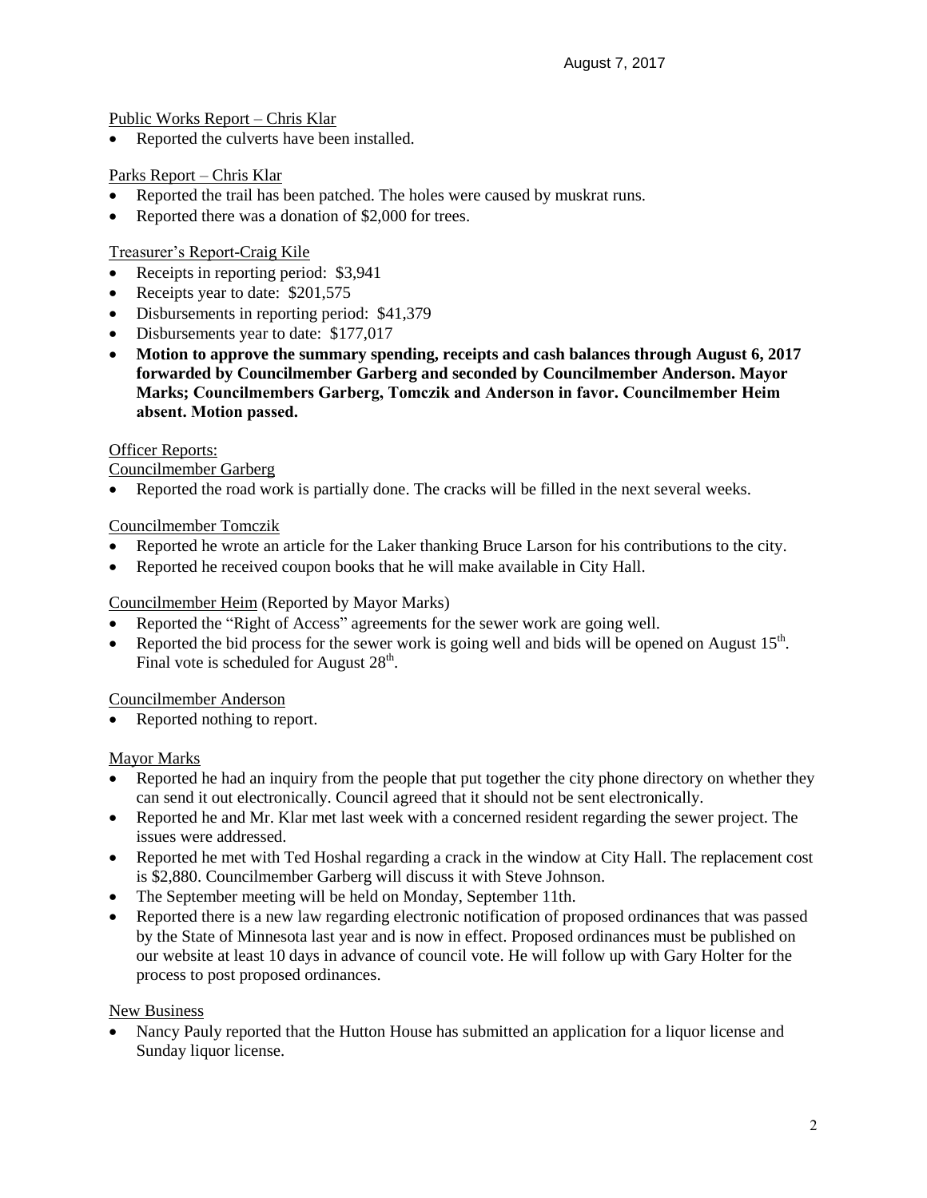August 7, 2017

Public Works Report – Chris Klar

- Reported the culverts have been installed.

Parks Report – Chris Klar

- Reported the trail has been patched. The holes were caused by muskrat runs.
- Reported there was a donation of $2,000 for trees.

Treasurer's Report-Craig Kile

- Receipts in reporting period: $3,941
- Receipts year to date: $201,575
- Disbursements in reporting period: $41,379
- Disbursements year to date: $177,017
- **Motion to approve the summary spending, receipts and cash balances through August 6, 2017 forwarded by Councilmember Garberg and seconded by Councilmember Anderson. Mayor Marks; Councilmembers Garberg, Tomczik and Anderson in favor. Councilmember Heim absent. Motion passed.**

Officer Reports:

Councilmember Garberg

- Reported the road work is partially done. The cracks will be filled in the next several weeks.

Councilmember Tomczik

- Reported he wrote an article for the Laker thanking Bruce Larson for his contributions to the city.
- Reported he received coupon books that he will make available in City Hall.

Councilmember Heim (Reported by Mayor Marks)

- Reported the "Right of Access" agreements for the sewer work are going well.
- Reported the bid process for the sewer work is going well and bids will be opened on August 15th. Final vote is scheduled for August 28th.

Councilmember Anderson

- Reported nothing to report.

Mayor Marks

- Reported he had an inquiry from the people that put together the city phone directory on whether they can send it out electronically. Council agreed that it should not be sent electronically.
- Reported he and Mr. Klar met last week with a concerned resident regarding the sewer project. The issues were addressed.
- Reported he met with Ted Hoshal regarding a crack in the window at City Hall. The replacement cost is $2,880. Councilmember Garberg will discuss it with Steve Johnson.
- The September meeting will be held on Monday, September 11th.
- Reported there is a new law regarding electronic notification of proposed ordinances that was passed by the State of Minnesota last year and is now in effect. Proposed ordinances must be published on our website at least 10 days in advance of council vote. He will follow up with Gary Holter for the process to post proposed ordinances.

New Business

- Nancy Pauly reported that the Hutton House has submitted an application for a liquor license and Sunday liquor license.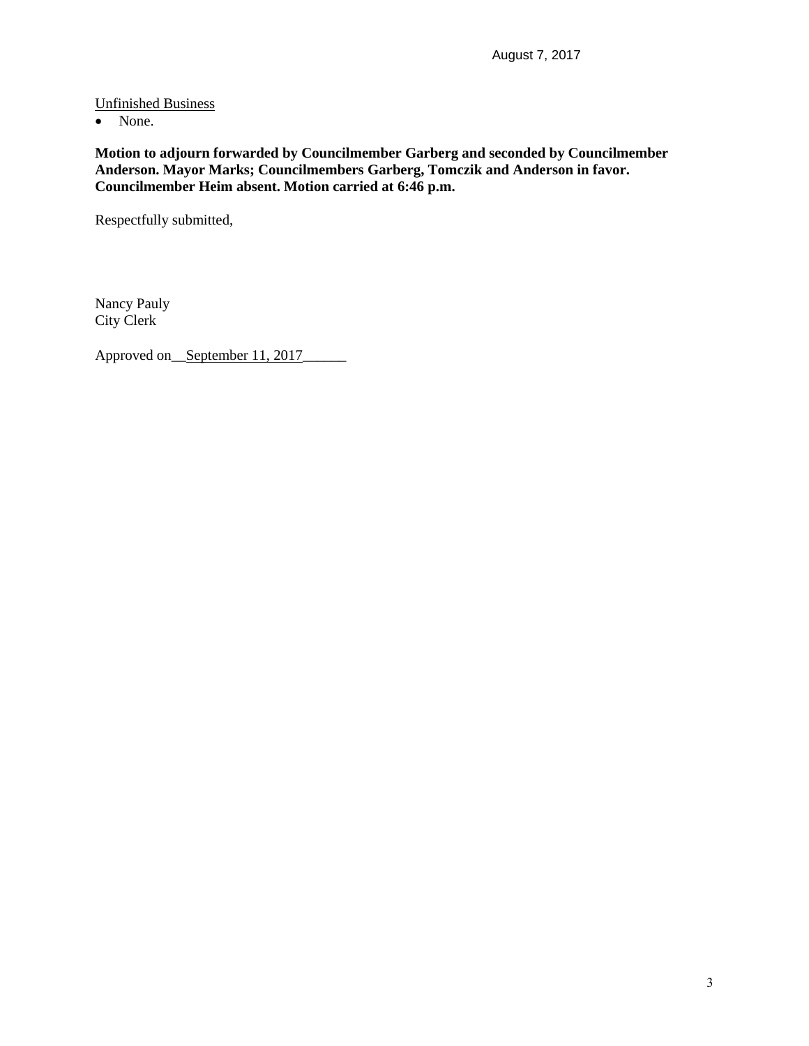Unfinished Business

- None.

**Motion to adjourn forwarded by Councilmember Garberg and seconded by Councilmember Anderson. Mayor Marks; Councilmembers Garberg, Tomczik and Anderson in favor. Councilmember Heim absent. Motion carried at 6:46 p.m.**

Respectfully submitted,

Nancy Pauly
City Clerk

Approved on__September 11, 2017______